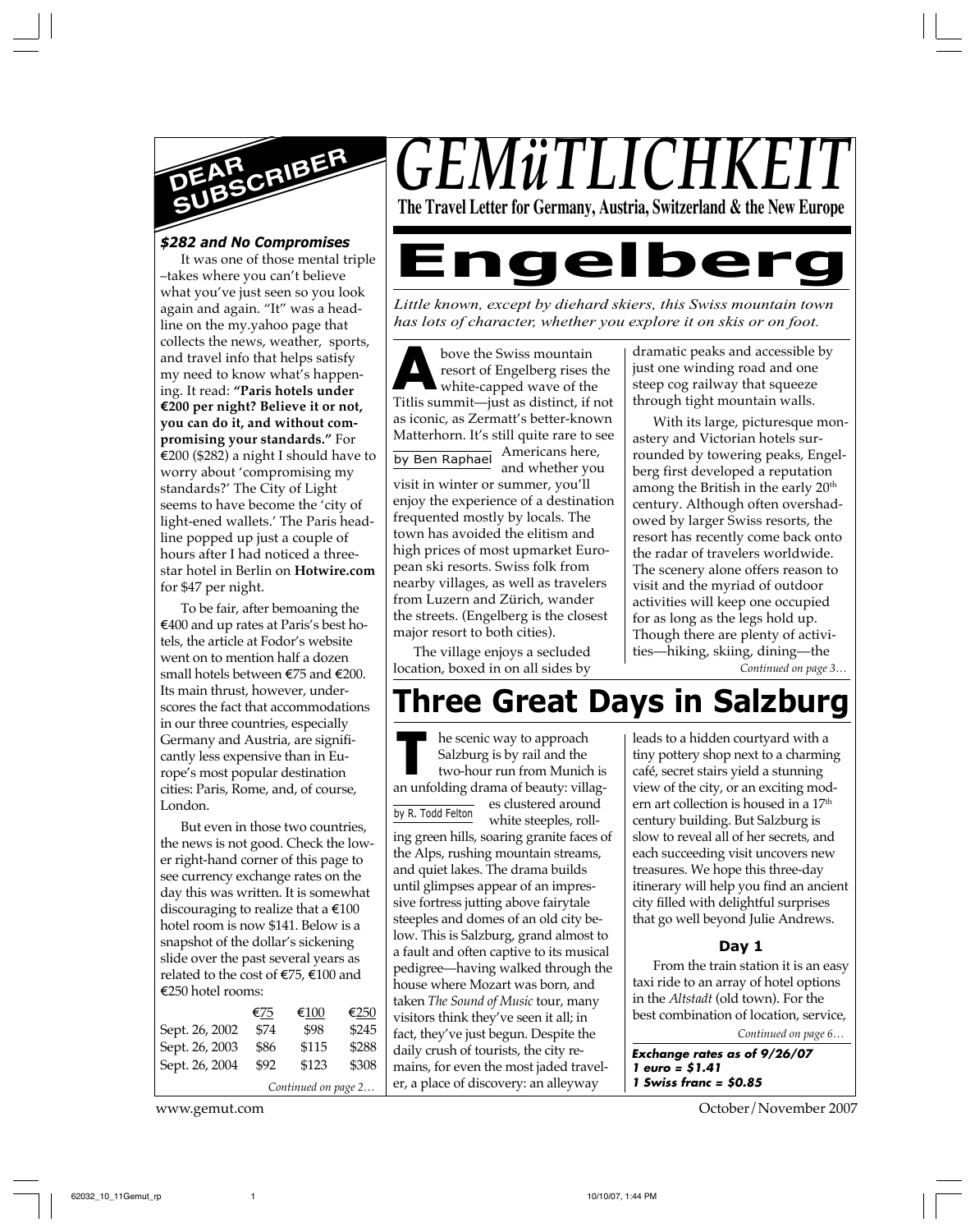# GEMüTLICHKEIT

**The Travel Letter for Germany, Austria, Switzerland & the New Europe**

## DEAR SUBSCRIBER

### *$282 and No Compromises*

It was one of those mental triple–takes where you can't believe what you've just seen so you look again and again. "It" was a headline on the my.yahoo page that collects the news, weather, sports, and travel info that helps satisfy my need to know what's happening. It read: **"Paris hotels under €200 per night? Believe it or not, you can do it, and without compromising your standards."** For €200 ($282) a night I should have to worry about 'compromising my standards?' The City of Light seems to have become the 'city of light-ened wallets.' The Paris headline popped up just a couple of hours after I had noticed a three-star hotel in Berlin on **Hotwire.com** for $47 per night.

To be fair, after bemoaning the €400 and up rates at Paris's best hotels, the article at Fodor's website went on to mention half a dozen small hotels between €75 and €200. Its main thrust, however, underscores the fact that accommodations in our three countries, especially Germany and Austria, are significantly less expensive than in Europe's most popular destination cities: Paris, Rome, and, of course, London.

But even in those two countries, the news is not good. Check the lower right-hand corner of this page to see currency exchange rates on the day this was written. It is somewhat discouraging to realize that a €100 hotel room is now $141. Below is a snapshot of the dollar's sickening slide over the past several years as related to the cost of €75, €100 and €250 hotel rooms:

| | €75 | €100 | €250 |
|---|---|---|---|
| Sept. 26, 2002 | $74 | $98 | $245 |
| Sept. 26, 2003 | $86 | $115 | $288 |
| Sept. 26, 2004 | $92 | $123 | $308 |

*Continued on page 2…*

# Engelberg

*Little known, except by diehard skiers, this Swiss mountain town has lots of character, whether you explore it on skis or on foot.*

by Ben Raphael

Above the Swiss mountain resort of Engelberg rises the white-capped wave of the Titlis summit—just as distinct, if not as iconic, as Zermatt's better-known Matterhorn. It's still quite rare to see Americans here, and whether you visit in winter or summer, you'll enjoy the experience of a destination frequented mostly by locals. The town has avoided the elitism and high prices of most upmarket European ski resorts. Swiss folk from nearby villages, as well as travelers from Luzern and Zürich, wander the streets. (Engelberg is the closest major resort to both cities).

The village enjoys a secluded location, boxed in on all sides by dramatic peaks and accessible by just one winding road and one steep cog railway that squeeze through tight mountain walls.

With its large, picturesque monastery and Victorian hotels surrounded by towering peaks, Engelberg first developed a reputation among the British in the early 20th century. Although often overshadowed by larger Swiss resorts, the resort has recently come back onto the radar of travelers worldwide. The scenery alone offers reason to visit and the myriad of outdoor activities will keep one occupied for as long as the legs hold up. Though there are plenty of activities—hiking, skiing, dining—the

*Continued on page 3…*

# Three Great Days in Salzburg

by R. Todd Felton

The scenic way to approach Salzburg is by rail and the two-hour run from Munich is an unfolding drama of beauty: villages clustered around white steeples, rolling green hills, soaring granite faces of the Alps, rushing mountain streams, and quiet lakes. The drama builds until glimpses appear of an impressive fortress jutting above fairytale steeples and domes of an old city below. This is Salzburg, grand almost to a fault and often captive to its musical pedigree—having walked through the house where Mozart was born, and taken *The Sound of Music* tour, many visitors think they've seen it all; in fact, they've just begun. Despite the daily crush of tourists, the city remains, for even the most jaded traveler, a place of discovery: an alleyway leads to a hidden courtyard with a tiny pottery shop next to a charming café, secret stairs yield a stunning view of the city, or an exciting modern art collection is housed in a 17th century building. But Salzburg is slow to reveal all of her secrets, and each succeeding visit uncovers new treasures. We hope this three-day itinerary will help you find an ancient city filled with delightful surprises that go well beyond Julie Andrews.

### Day 1

From the train station it is an easy taxi ride to an array of hotel options in the *Altstadt* (old town). For the best combination of location, service,

*Continued on page 6…*

***Exchange rates as of 9/26/07***
***1 euro = $1.41***
***1 Swiss franc = $0.85***

www.gemut.com

October/November 2007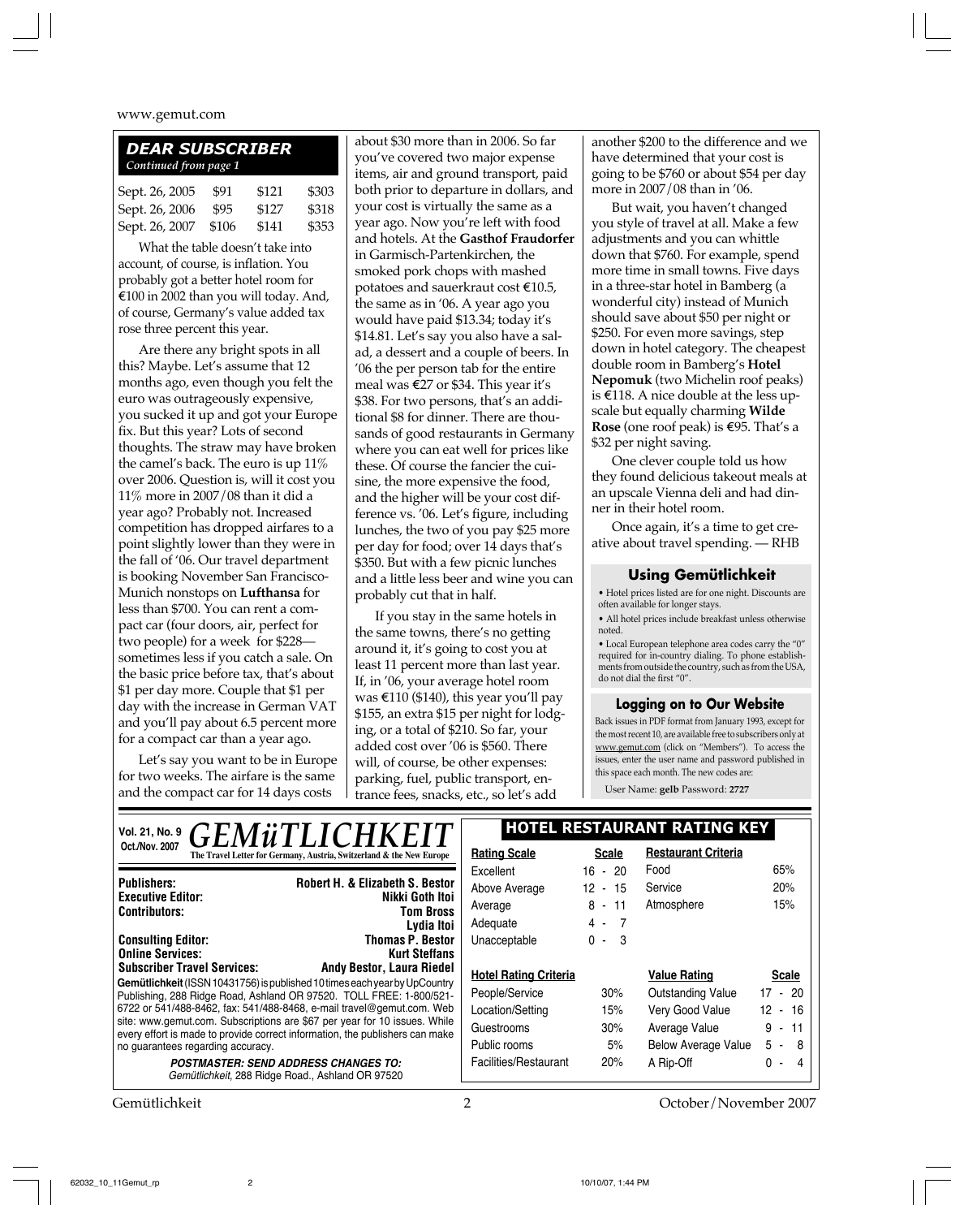## DEAR SUBSCRIBER

*Continued from page 1*

| | | | |
|---|---|---|---|
| Sept. 26, 2005 | $91 | $121 | $303 |
| Sept. 26, 2006 | $95 | $127 | $318 |
| Sept. 26, 2007 | $106 | $141 | $353 |

What the table doesn't take into account, of course, is inflation. You probably got a better hotel room for €100 in 2002 than you will today. And, of course, Germany's value added tax rose three percent this year.

Are there any bright spots in all this? Maybe. Let's assume that 12 months ago, even though you felt the euro was outrageously expensive, you sucked it up and got your Europe fix. But this year? Lots of second thoughts. The straw may have broken the camel's back. The euro is up 11% over 2006. Question is, will it cost you 11% more in 2007/08 than it did a year ago? Probably not. Increased competition has dropped airfares to a point slightly lower than they were in the fall of '06. Our travel department is booking November San Francisco-Munich nonstops on **Lufthansa** for less than $700. You can rent a compact car (four doors, air, perfect for two people) for a week for $228—sometimes less if you catch a sale. On the basic price before tax, that's about $1 per day more. Couple that $1 per day with the increase in German VAT and you'll pay about 6.5 percent more for a compact car than a year ago.

Let's say you want to be in Europe for two weeks. The airfare is the same and the compact car for 14 days costs about $30 more than in 2006. So far you've covered two major expense items, air and ground transport, paid both prior to departure in dollars, and your cost is virtually the same as a year ago. Now you're left with food and hotels. At the **Gasthof Fraudorfer** in Garmisch-Partenkirchen, the smoked pork chops with mashed potatoes and sauerkraut cost €10.5, the same as in '06. A year ago you would have paid $13.34; today it's $14.81. Let's say you also have a salad, a dessert and a couple of beers. In '06 the per person tab for the entire meal was €27 or $34. This year it's $38. For two persons, that's an additional $8 for dinner. There are thousands of good restaurants in Germany where you can eat well for prices like these. Of course the fancier the cuisine, the more expensive the food, and the higher will be your cost difference vs. '06. Let's figure, including lunches, the two of you pay $25 more per day for food; over 14 days that's $350. But with a few picnic lunches and a little less beer and wine you can probably cut that in half.

If you stay in the same hotels in the same towns, there's no getting around it, it's going to cost you at least 11 percent more than last year. If, in '06, your average hotel room was €110 ($140), this year you'll pay $155, an extra $15 per night for lodging, or a total of $210. So far, your added cost over '06 is $560. There will, of course, be other expenses: parking, fuel, public transport, entrance fees, snacks, etc., so let's add another $200 to the difference and we have determined that your cost is going to be $760 or about $54 per day more in 2007/08 than in '06.

But wait, you haven't changed you style of travel at all. Make a few adjustments and you can whittle down that $760. For example, spend more time in small towns. Five days in a three-star hotel in Bamberg (a wonderful city) instead of Munich should save about $50 per night or $250. For even more savings, step down in hotel category. The cheapest double room in Bamberg's **Hotel Nepomuk** (two Michelin roof peaks) is €118. A nice double at the less upscale but equally charming **Wilde Rose** (one roof peak) is €95. That's a $32 per night saving.

One clever couple told us how they found delicious takeout meals at an upscale Vienna deli and had dinner in their hotel room.

Once again, it's a time to get creative about travel spending. — RHB

### Using Gemütlichkeit

- Hotel prices listed are for one night. Discounts are often available for longer stays.
- All hotel prices include breakfast unless otherwise noted.
- Local European telephone area codes carry the "0" required for in-country dialing. To phone establishments from outside the country, such as from the USA, do not dial the first "0".

### Logging on to Our Website

Back issues in PDF format from January 1993, except for the most recent 10, are available free to subscribers only at www.gemut.com (click on "Members"). To access the issues, enter the user name and password published in this space each month. The new codes are:

User Name: **gelb** Password: **2727**

---

Vol. 21, No. 9
Oct./Nov. 2007

# GEMüTLICHKEIT

**The Travel Letter for Germany, Austria, Switzerland & the New Europe**

| | |
|---|---|
| **Publishers:** | **Robert H. & Elizabeth S. Bestor** |
| **Executive Editor:** | **Nikki Goth Itoi** |
| **Contributors:** | **Tom Bross** |
| | **Lydia Itoi** |
| **Consulting Editor:** | **Thomas P. Bestor** |
| **Online Services:** | **Kurt Steffans** |
| **Subscriber Travel Services:** | **Andy Bestor, Laura Riedel** |

**Gemütlichkeit** (ISSN 10431756) is published 10 times each year by UpCountry Publishing, 288 Ridge Road, Ashland OR 97520. TOLL FREE: 1-800/521-6722 or 541/488-8462, fax: 541/488-8468, e-mail travel@gemut.com. Web site: www.gemut.com. Subscriptions are $67 per year for 10 issues. While every effort is made to provide correct information, the publishers can make no guarantees regarding accuracy.

***POSTMASTER: SEND ADDRESS CHANGES TO:***
*Gemütlichkeit, 288 Ridge Road., Ashland OR 97520*

### HOTEL RESTAURANT RATING KEY

| Rating Scale | Scale |
|---|---|
| Excellent | 16 - 20 |
| Above Average | 12 - 15 |
| Average | 8 - 11 |
| Adequate | 4 - 7 |
| Unacceptable | 0 - 3 |

| Restaurant Criteria | |
|---|---|
| Food | 65% |
| Service | 20% |
| Atmosphere | 15% |

| Hotel Rating Criteria | |
|---|---|
| People/Service | 30% |
| Location/Setting | 15% |
| Guestrooms | 30% |
| Public rooms | 5% |
| Facilities/Restaurant | 20% |

| Value Rating | Scale |
|---|---|
| Outstanding Value | 17 - 20 |
| Very Good Value | 12 - 16 |
| Average Value | 9 - 11 |
| Below Average Value | 5 - 8 |
| A Rip-Off | 0 - 4 |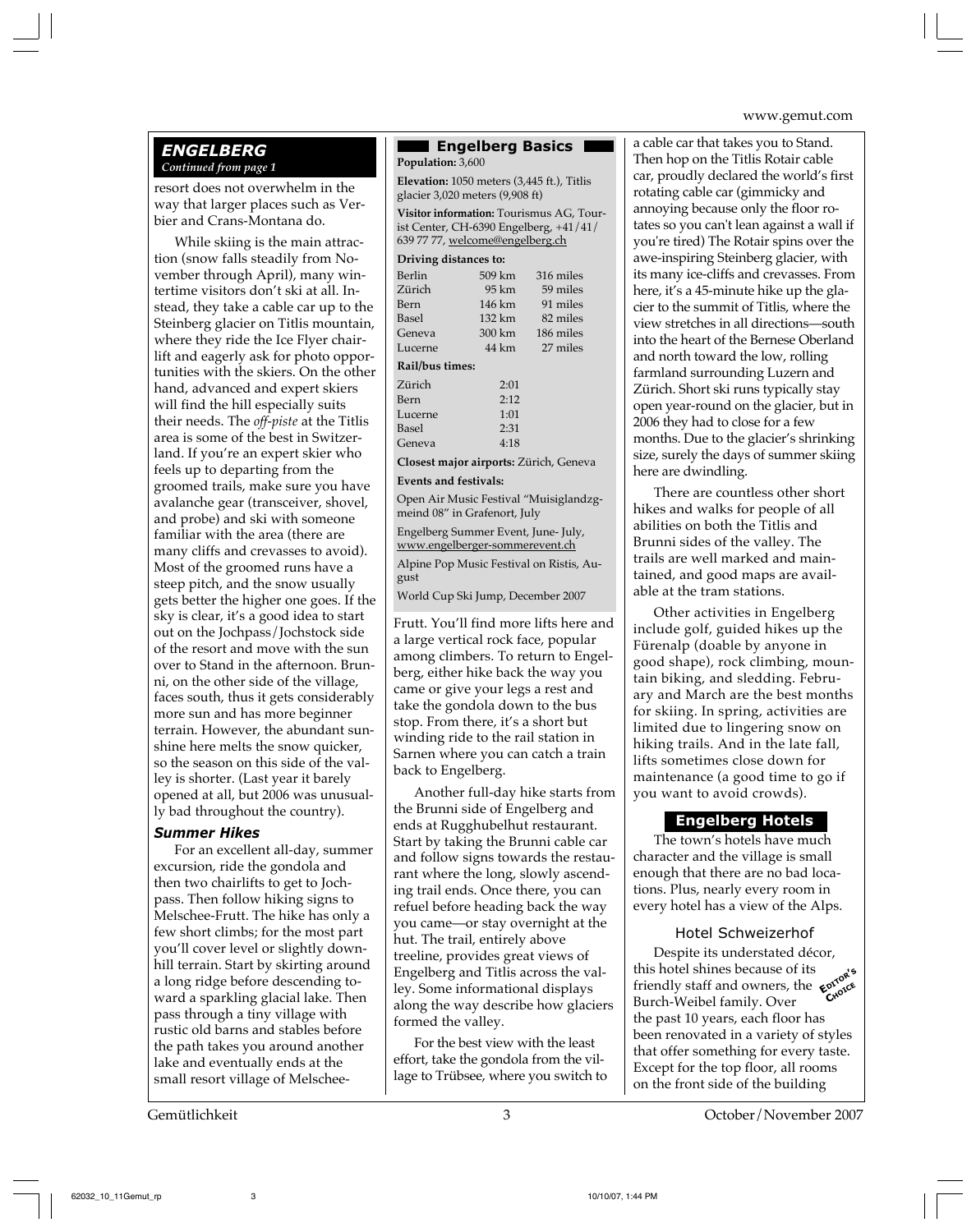## ENGELBERG

*Continued from page 1*

resort does not overwhelm in the way that larger places such as Verbier and Crans-Montana do.

While skiing is the main attraction (snow falls steadily from November through April), many wintertime visitors don't ski at all. Instead, they take a cable car up to the Steinberg glacier on Titlis mountain, where they ride the Ice Flyer chairlift and eagerly ask for photo opportunities with the skiers. On the other hand, advanced and expert skiers will find the hill especially suits their needs. The *off-piste* at the Titlis area is some of the best in Switzerland. If you're an expert skier who feels up to departing from the groomed trails, make sure you have avalanche gear (transceiver, shovel, and probe) and ski with someone familiar with the area (there are many cliffs and crevasses to avoid). Most of the groomed runs have a steep pitch, and the snow usually gets better the higher one goes. If the sky is clear, it's a good idea to start out on the Jochpass/Jochstock side of the resort and move with the sun over to Stand in the afternoon. Brunni, on the other side of the village, faces south, thus it gets considerably more sun and has more beginner terrain. However, the abundant sunshine here melts the snow quicker, so the season on this side of the valley is shorter. (Last year it barely opened at all, but 2006 was unusually bad throughout the country).

### Summer Hikes

For an excellent all-day, summer excursion, ride the gondola and then two chairlifts to get to Jochpass. Then follow hiking signs to Melschee-Frutt. The hike has only a few short climbs; for the most part you'll cover level or slightly downhill terrain. Start by skirting around a long ridge before descending toward a sparkling glacial lake. Then pass through a tiny village with rustic old barns and stables before the path takes you around another lake and eventually ends at the small resort village of Melschee-Frutt. You'll find more lifts here and a large vertical rock face, popular among climbers. To return to Engelberg, either hike back the way you came or give your legs a rest and take the gondola down to the bus stop. From there, it's a short but winding ride to the rail station in Sarnen where you can catch a train back to Engelberg.

Another full-day hike starts from the Brunni side of Engelberg and ends at Rugghubelhut restaurant. Start by taking the Brunni cable car and follow signs towards the restaurant where the long, slowly ascending trail ends. Once there, you can refuel before heading back the way you came—or stay overnight at the hut. The trail, entirely above treeline, provides great views of Engelberg and Titlis across the valley. Some informational displays along the way describe how glaciers formed the valley.

For the best view with the least effort, take the gondola from the village to Trübsee, where you switch to a cable car that takes you to Stand. Then hop on the Titlis Rotair cable car, proudly declared the world's first rotating cable car (gimmicky and annoying because only the floor rotates so you can't lean against a wall if you're tired) The Rotair spins over the awe-inspiring Steinberg glacier, with its many ice-cliffs and crevasses. From here, it's a 45-minute hike up the glacier to the summit of Titlis, where the view stretches in all directions—south into the heart of the Bernese Oberland and north toward the low, rolling farmland surrounding Luzern and Zürich. Short ski runs typically stay open year-round on the glacier, but in 2006 they had to close for a few months. Due to the glacier's shrinking size, surely the days of summer skiing here are dwindling.

There are countless other short hikes and walks for people of all abilities on both the Titlis and Brunni sides of the valley. The trails are well marked and maintained, and good maps are available at the tram stations.

Other activities in Engelberg include golf, guided hikes up the Fürenalp (doable by anyone in good shape), rock climbing, mountain biking, and sledding. February and March are the best months for skiing. In spring, activities are limited due to lingering snow on hiking trails. And in the late fall, lifts sometimes close down for maintenance (a good time to go if you want to avoid crowds).

### Engelberg Basics

**Population:** 3,600

**Elevation:** 1050 meters (3,445 ft.), Titlis glacier 3,020 meters (9,908 ft)

**Visitor information:** Tourismus AG, Tourist Center, CH-6390 Engelberg, +41/41/ 639 77 77, welcome@engelberg.ch

**Driving distances to:**

| | | |
|---|---|---|
| Berlin | 509 km | 316 miles |
| Zürich | 95 km | 59 miles |
| Bern | 146 km | 91 miles |
| Basel | 132 km | 82 miles |
| Geneva | 300 km | 186 miles |
| Lucerne | 44 km | 27 miles |

**Rail/bus times:**

| | |
|---|---|
| Zürich | 2:01 |
| Bern | 2:12 |
| Lucerne | 1:01 |
| Basel | 2:31 |
| Geneva | 4:18 |

**Closest major airports:** Zürich, Geneva

**Events and festivals:**

Open Air Music Festival "Muisiglandzgmeind 08" in Grafenort, July

Engelberg Summer Event, June- July, www.engelberger-sommerevent.ch

Alpine Pop Music Festival on Ristis, August

World Cup Ski Jump, December 2007

### Engelberg Hotels

The town's hotels have much character and the village is small enough that there are no bad locations. Plus, nearly every room in every hotel has a view of the Alps.

#### Hotel Schweizerhof

*Editor's Choice*

Despite its understated décor, this hotel shines because of its friendly staff and owners, the Burch-Weibel family. Over the past 10 years, each floor has been renovated in a variety of styles that offer something for every taste. Except for the top floor, all rooms on the front side of the building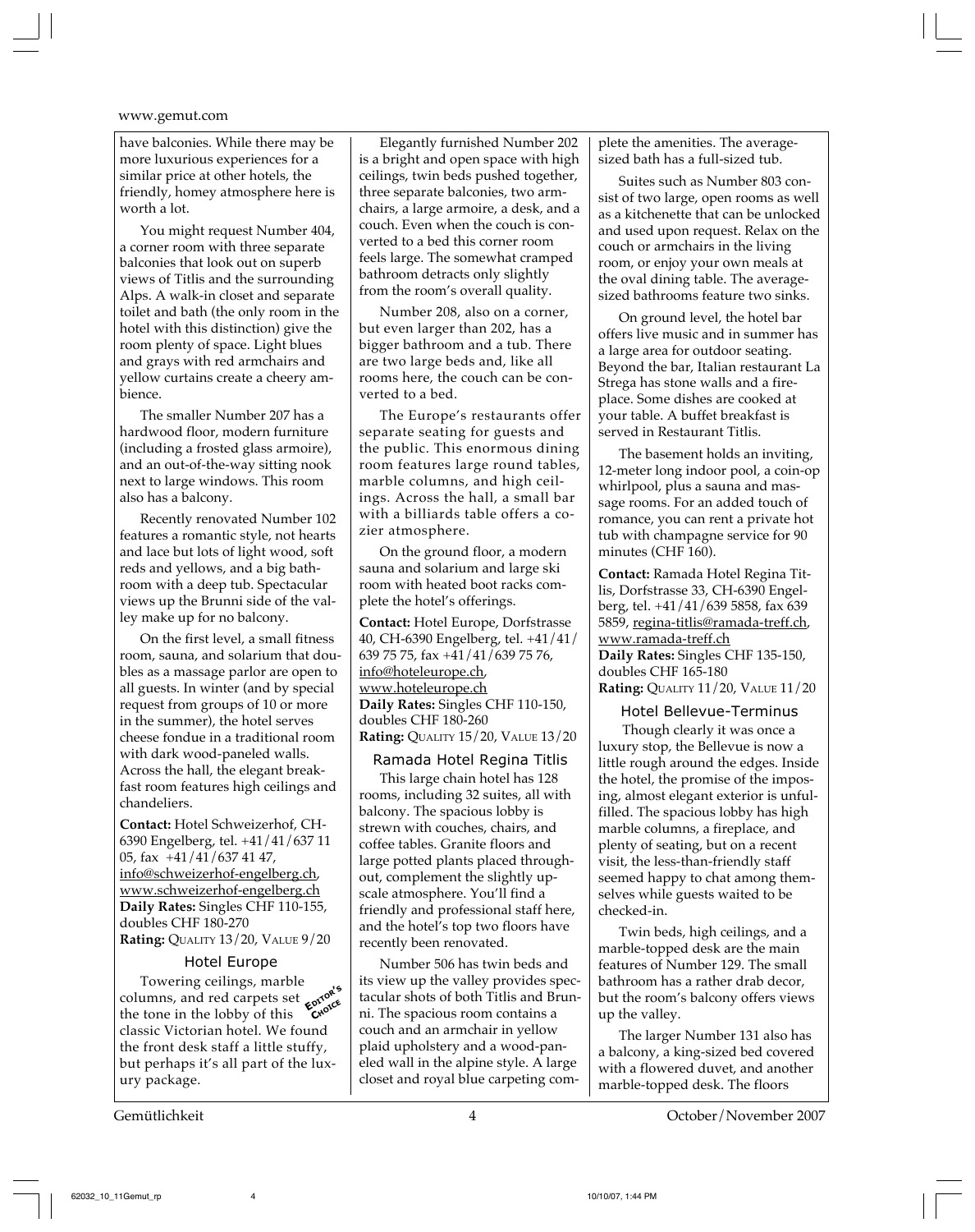have balconies. While there may be more luxurious experiences for a similar price at other hotels, the friendly, homey atmosphere here is worth a lot.

You might request Number 404, a corner room with three separate balconies that look out on superb views of Titlis and the surrounding Alps. A walk-in closet and separate toilet and bath (the only room in the hotel with this distinction) give the room plenty of space. Light blues and grays with red armchairs and yellow curtains create a cheery ambience.

The smaller Number 207 has a hardwood floor, modern furniture (including a frosted glass armoire), and an out-of-the-way sitting nook next to large windows. This room also has a balcony.

Recently renovated Number 102 features a romantic style, not hearts and lace but lots of light wood, soft reds and yellows, and a big bathroom with a deep tub. Spectacular views up the Brunni side of the valley make up for no balcony.

On the first level, a small fitness room, sauna, and solarium that doubles as a massage parlor are open to all guests. In winter (and by special request from groups of 10 or more in the summer), the hotel serves cheese fondue in a traditional room with dark wood-paneled walls. Across the hall, the elegant breakfast room features high ceilings and chandeliers.

**Contact:** Hotel Schweizerhof, CH-6390 Engelberg, tel. +41/41/637 11 05, fax +41/41/637 41 47, info@schweizerhof-engelberg.ch, www.schweizerhof-engelberg.ch
**Daily Rates:** Singles CHF 110-155, doubles CHF 180-270
**Rating:** Quality 13/20, Value 9/20

### Hotel Europe

EDITOR'S CHOICE

Towering ceilings, marble columns, and red carpets set the tone in the lobby of this classic Victorian hotel. We found the front desk staff a little stuffy, but perhaps it's all part of the luxury package.

Elegantly furnished Number 202 is a bright and open space with high ceilings, twin beds pushed together, three separate balconies, two armchairs, a large armoire, a desk, and a couch. Even when the couch is converted to a bed this corner room feels large. The somewhat cramped bathroom detracts only slightly from the room's overall quality.

Number 208, also on a corner, but even larger than 202, has a bigger bathroom and a tub. There are two large beds and, like all rooms here, the couch can be converted to a bed.

The Europe's restaurants offer separate seating for guests and the public. This enormous dining room features large round tables, marble columns, and high ceilings. Across the hall, a small bar with a billiards table offers a cozier atmosphere.

On the ground floor, a modern sauna and solarium and large ski room with heated boot racks complete the hotel's offerings.

**Contact:** Hotel Europe, Dorfstrasse 40, CH-6390 Engelberg, tel. +41/41/639 75 75, fax +41/41/639 75 76, info@hoteleurope.ch, www.hoteleurope.ch
**Daily Rates:** Singles CHF 110-150, doubles CHF 180-260
**Rating:** Quality 15/20, Value 13/20

### Ramada Hotel Regina Titlis

This large chain hotel has 128 rooms, including 32 suites, all with balcony. The spacious lobby is strewn with couches, chairs, and coffee tables. Granite floors and large potted plants placed throughout, complement the slightly upscale atmosphere. You'll find a friendly and professional staff here, and the hotel's top two floors have recently been renovated.

Number 506 has twin beds and its view up the valley provides spectacular shots of both Titlis and Brunni. The spacious room contains a couch and an armchair in yellow plaid upholstery and a wood-paneled wall in the alpine style. A large closet and royal blue carpeting complete the amenities. The average-sized bath has a full-sized tub.

Suites such as Number 803 consist of two large, open rooms as well as a kitchenette that can be unlocked and used upon request. Relax on the couch or armchairs in the living room, or enjoy your own meals at the oval dining table. The average-sized bathrooms feature two sinks.

On ground level, the hotel bar offers live music and in summer has a large area for outdoor seating. Beyond the bar, Italian restaurant La Strega has stone walls and a fireplace. Some dishes are cooked at your table. A buffet breakfast is served in Restaurant Titlis.

The basement holds an inviting, 12-meter long indoor pool, a coin-op whirlpool, plus a sauna and massage rooms. For an added touch of romance, you can rent a private hot tub with champagne service for 90 minutes (CHF 160).

**Contact:** Ramada Hotel Regina Titlis, Dorfstrasse 33, CH-6390 Engelberg, tel. +41/41/639 5858, fax 639 5859, regina-titlis@ramada-treff.ch, www.ramada-treff.ch
**Daily Rates:** Singles CHF 135-150, doubles CHF 165-180
**Rating:** Quality 11/20, Value 11/20

### Hotel Bellevue-Terminus

Though clearly it was once a luxury stop, the Bellevue is now a little rough around the edges. Inside the hotel, the promise of the imposing, almost elegant exterior is unfulfilled. The spacious lobby has high marble columns, a fireplace, and plenty of seating, but on a recent visit, the less-than-friendly staff seemed happy to chat among themselves while guests waited to be checked-in.

Twin beds, high ceilings, and a marble-topped desk are the main features of Number 129. The small bathroom has a rather drab decor, but the room's balcony offers views up the valley.

The larger Number 131 also has a balcony, a king-sized bed covered with a flowered duvet, and another marble-topped desk. The floors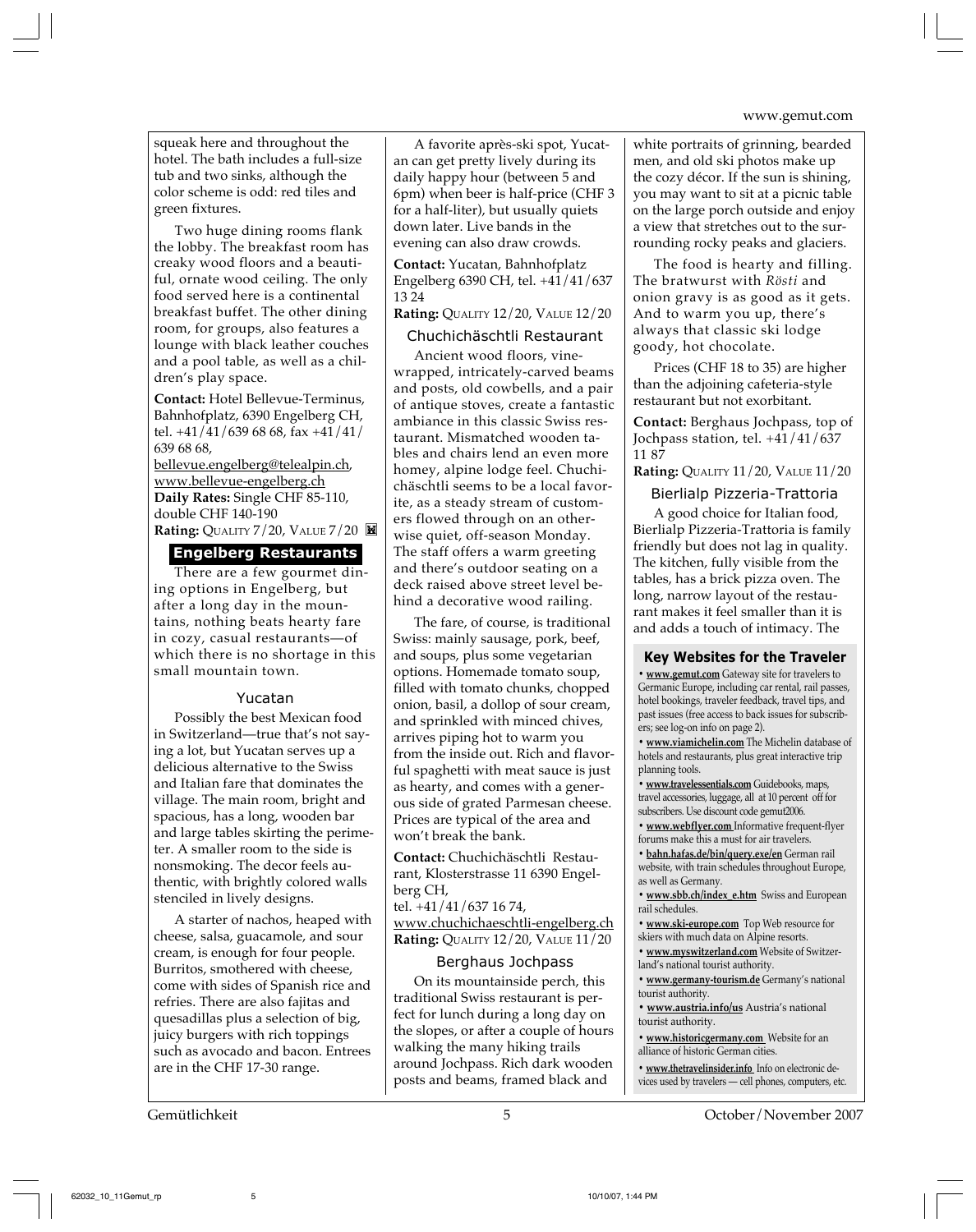squeak here and throughout the hotel. The bath includes a full-size tub and two sinks, although the color scheme is odd: red tiles and green fixtures.

Two huge dining rooms flank the lobby. The breakfast room has creaky wood floors and a beautiful, ornate wood ceiling. The only food served here is a continental breakfast buffet. The other dining room, for groups, also features a lounge with black leather couches and a pool table, as well as a children's play space.

**Contact:** Hotel Bellevue-Terminus, Bahnhofplatz, 6390 Engelberg CH, tel. +41/41/639 68 68, fax +41/41/639 68 68, bellevue.engelberg@telealpin.ch, www.bellevue-engelberg.ch
**Daily Rates:** Single CHF 85-110, double CHF 140-190
**Rating:** QUALITY 7/20, VALUE 7/20

## Engelberg Restaurants

There are a few gourmet dining options in Engelberg, but after a long day in the mountains, nothing beats hearty fare in cozy, casual restaurants—of which there is no shortage in this small mountain town.

### Yucatan

Possibly the best Mexican food in Switzerland—true that's not saying a lot, but Yucatan serves up a delicious alternative to the Swiss and Italian fare that dominates the village. The main room, bright and spacious, has a long, wooden bar and large tables skirting the perimeter. A smaller room to the side is nonsmoking. The decor feels authentic, with brightly colored walls stenciled in lively designs.

A starter of nachos, heaped with cheese, salsa, guacamole, and sour cream, is enough for four people. Burritos, smothered with cheese, come with sides of Spanish rice and refries. There are also fajitas and quesadillas plus a selection of big, juicy burgers with rich toppings such as avocado and bacon. Entrees are in the CHF 17-30 range.

A favorite après-ski spot, Yucatan can get pretty lively during its daily happy hour (between 5 and 6pm) when beer is half-price (CHF 3 for a half-liter), but usually quiets down later. Live bands in the evening can also draw crowds.

**Contact:** Yucatan, Bahnhofplatz Engelberg 6390 CH, tel. +41/41/637 13 24
**Rating:** QUALITY 12/20, VALUE 12/20

### Chuchichäschtli Restaurant

Ancient wood floors, vine-wrapped, intricately-carved beams and posts, old cowbells, and a pair of antique stoves, create a fantastic ambiance in this classic Swiss restaurant. Mismatched wooden tables and chairs lend an even more homey, alpine lodge feel. Chuchichäschtli seems to be a local favorite, as a steady stream of customers flowed through on an otherwise quiet, off-season Monday. The staff offers a warm greeting and there's outdoor seating on a deck raised above street level behind a decorative wood railing.

The fare, of course, is traditional Swiss: mainly sausage, pork, beef, and soups, plus some vegetarian options. Homemade tomato soup, filled with tomato chunks, chopped onion, basil, a dollop of sour cream, and sprinkled with minced chives, arrives piping hot to warm you from the inside out. Rich and flavorful spaghetti with meat sauce is just as hearty, and comes with a generous side of grated Parmesan cheese. Prices are typical of the area and won't break the bank.

**Contact:** Chuchichäschtli Restaurant, Klosterstrasse 11 6390 Engelberg CH,
tel. +41/41/637 16 74,
www.chuchichaeschtli-engelberg.ch
**Rating:** QUALITY 12/20, VALUE 11/20

### Berghaus Jochpass

On its mountainside perch, this traditional Swiss restaurant is perfect for lunch during a long day on the slopes, or after a couple of hours walking the many hiking trails around Jochpass. Rich dark wooden posts and beams, framed black and white portraits of grinning, bearded men, and old ski photos make up the cozy décor. If the sun is shining, you may want to sit at a picnic table on the large porch outside and enjoy a view that stretches out to the surrounding rocky peaks and glaciers.

The food is hearty and filling. The bratwurst with *Rösti* and onion gravy is as good as it gets. And to warm you up, there's always that classic ski lodge goody, hot chocolate.

Prices (CHF 18 to 35) are higher than the adjoining cafeteria-style restaurant but not exorbitant.

**Contact:** Berghaus Jochpass, top of Jochpass station, tel. +41/41/637 11 87
**Rating:** QUALITY 11/20, VALUE 11/20

### Bierlialp Pizzeria-Trattoria

A good choice for Italian food, Bierlialp Pizzeria-Trattoria is family friendly but does not lag in quality. The kitchen, fully visible from the tables, has a brick pizza oven. The long, narrow layout of the restaurant makes it feel smaller than it is and adds a touch of intimacy. The

### Key Websites for the Traveler

- **www.gemut.com** Gateway site for travelers to Germanic Europe, including car rental, rail passes, hotel bookings, traveler feedback, travel tips, and past issues (free access to back issues for subscribers; see log-on info on page 2).
- **www.viamichelin.com** The Michelin database of hotels and restaurants, plus great interactive trip planning tools.
- **www.travelessentials.com** Guidebooks, maps, travel accessories, luggage, all at 10 percent off for subscribers. Use discount code gemut2006.
- **www.webflyer.com** Informative frequent-flyer forums make this a must for air travelers.
- **bahn.hafas.de/bin/query.exe/en** German rail website, with train schedules throughout Europe, as well as Germany.
- **www.sbb.ch/index_e.htm** Swiss and European rail schedules.
- **www.ski-europe.com** Top Web resource for skiers with much data on Alpine resorts.
- **www.myswitzerland.com** Website of Switzerland's national tourist authority.
- **www.germany-tourism.de** Germany's national tourist authority.
- **www.austria.info/us** Austria's national tourist authority.
- **www.historicgermany.com** Website for an alliance of historic German cities.
- **www.thetravelinsider.info** Info on electronic devices used by travelers — cell phones, computers, etc.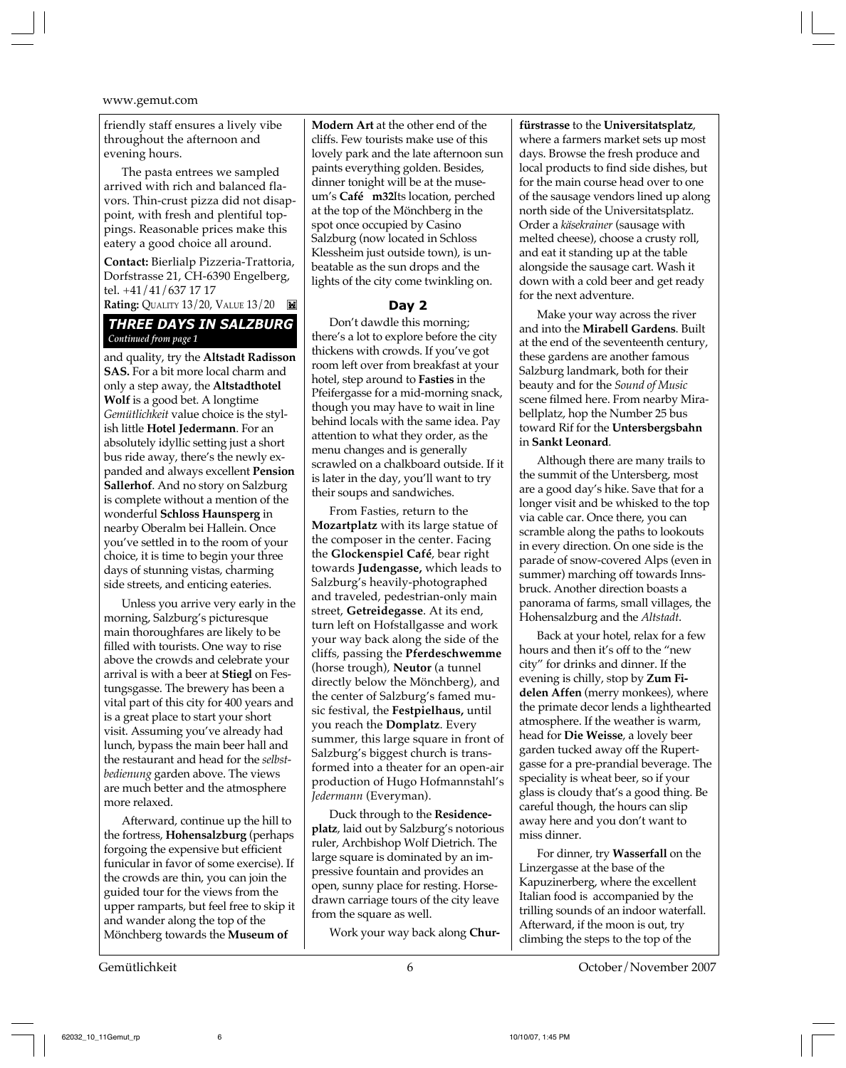friendly staff ensures a lively vibe throughout the afternoon and evening hours.

The pasta entrees we sampled arrived with rich and balanced flavors. Thin-crust pizza did not disappoint, with fresh and plentiful toppings. Reasonable prices make this eatery a good choice all around.

**Contact:** Bierlialp Pizzeria-Trattoria, Dorfstrasse 21, CH-6390 Engelberg, tel. +41/41/637 17 17

**Rating:** QUALITY 13/20, VALUE 13/20

## THREE DAYS IN SALZBURG

*Continued from page 1*

and quality, try the **Altstadt Radisson SAS.** For a bit more local charm and only a step away, the **Altstadthotel Wolf** is a good bet. A longtime *Gemütlichkeit* value choice is the stylish little **Hotel Jedermann**. For an absolutely idyllic setting just a short bus ride away, there's the newly expanded and always excellent **Pension Sallerhof**. And no story on Salzburg is complete without a mention of the wonderful **Schloss Haunsperg** in nearby Oberalm bei Hallein. Once you've settled in to the room of your choice, it is time to begin your three days of stunning vistas, charming side streets, and enticing eateries.

Unless you arrive very early in the morning, Salzburg's picturesque main thoroughfares are likely to be filled with tourists. One way to rise above the crowds and celebrate your arrival is with a beer at **Stiegl** on Festungsgasse. The brewery has been a vital part of this city for 400 years and is a great place to start your short visit. Assuming you've already had lunch, bypass the main beer hall and head for the *selbstbedienung* garden above. The views are much better and the atmosphere more relaxed.

Afterward, continue up the hill to the fortress, **Hohensalzburg** (perhaps forgoing the expensive but efficient funicular in favor of some exercise). If the crowds are thin, you can join the guided tour for the views from the upper ramparts, but feel free to skip it and wander along the top of the Mönchberg towards the **Museum of Modern Art** at the other end of the cliffs. Few tourists make use of this lovely park and the late afternoon sun paints everything golden. Besides, dinner tonight will be at the museum's **Café m32**Its location, perched at the top of the Mönchberg in the spot once occupied by Casino Salzburg (now located in Schloss Klessheim just outside town), is unbeatable as the sun drops and the lights of the city come twinkling on.

### Day 2

Don't dawdle this morning; there's a lot to explore before the city thickens with crowds. If you've got room left over from breakfast at your hotel, step around to **Fasties** in the Pfeifergasse for a mid-morning snack, though you may have to wait in line behind locals with the same idea. Pay attention to what they order, as the menu changes and is generally scrawled on a chalkboard outside. If it is later in the day, you'll want to try their soups and sandwiches.

From Fasties, return to the **Mozartplatz** with its large statue of the composer in the center. Facing the **Glockenspiel Café**, bear right towards **Judengasse,** which leads to Salzburg's heavily-photographed and traveled, pedestrian-only main street, **Getreidegasse**. At its end, turn left on Hofstallgasse and work your way back along the side of the cliffs, passing the **Pferdeschwemme** (horse trough), **Neutor** (a tunnel directly below the Mönchberg), and the center of Salzburg's famed music festival, the **Festpielhaus,** until you reach the **Domplatz**. Every summer, this large square in front of Salzburg's biggest church is transformed into a theater for an open-air production of Hugo Hofmannstahl's *Jedermann* (Everyman).

Duck through to the **Residenceplatz**, laid out by Salzburg's notorious ruler, Archbishop Wolf Dietrich. The large square is dominated by an impressive fountain and provides an open, sunny place for resting. Horse-drawn carriage tours of the city leave from the square as well.

Work your way back along **Churfürstrasse** to the **Universitatsplatz**, where a farmers market sets up most days. Browse the fresh produce and local products to find side dishes, but for the main course head over to one of the sausage vendors lined up along north side of the Universitatsplatz. Order a *käsekrainer* (sausage with melted cheese), choose a crusty roll, and eat it standing up at the table alongside the sausage cart. Wash it down with a cold beer and get ready for the next adventure.

Make your way across the river and into the **Mirabell Gardens**. Built at the end of the seventeenth century, these gardens are another famous Salzburg landmark, both for their beauty and for the *Sound of Music* scene filmed here. From nearby Mirabellplatz, hop the Number 25 bus toward Rif for the **Untersbergsbahn** in **Sankt Leonard**.

Although there are many trails to the summit of the Untersberg, most are a good day's hike. Save that for a longer visit and be whisked to the top via cable car. Once there, you can scramble along the paths to lookouts in every direction. On one side is the parade of snow-covered Alps (even in summer) marching off towards Innsbruck. Another direction boasts a panorama of farms, small villages, the Hohensalzburg and the *Altstadt*.

Back at your hotel, relax for a few hours and then it's off to the "new city" for drinks and dinner. If the evening is chilly, stop by **Zum Fidelen Affen** (merry monkees), where the primate decor lends a lighthearted atmosphere. If the weather is warm, head for **Die Weisse**, a lovely beer garden tucked away off the Rupertgasse for a pre-prandial beverage. The speciality is wheat beer, so if your glass is cloudy that's a good thing. Be careful though, the hours can slip away here and you don't want to miss dinner.

For dinner, try **Wasserfall** on the Linzergasse at the base of the Kapuzinerberg, where the excellent Italian food is accompanied by the trilling sounds of an indoor waterfall. Afterward, if the moon is out, try climbing the steps to the top of the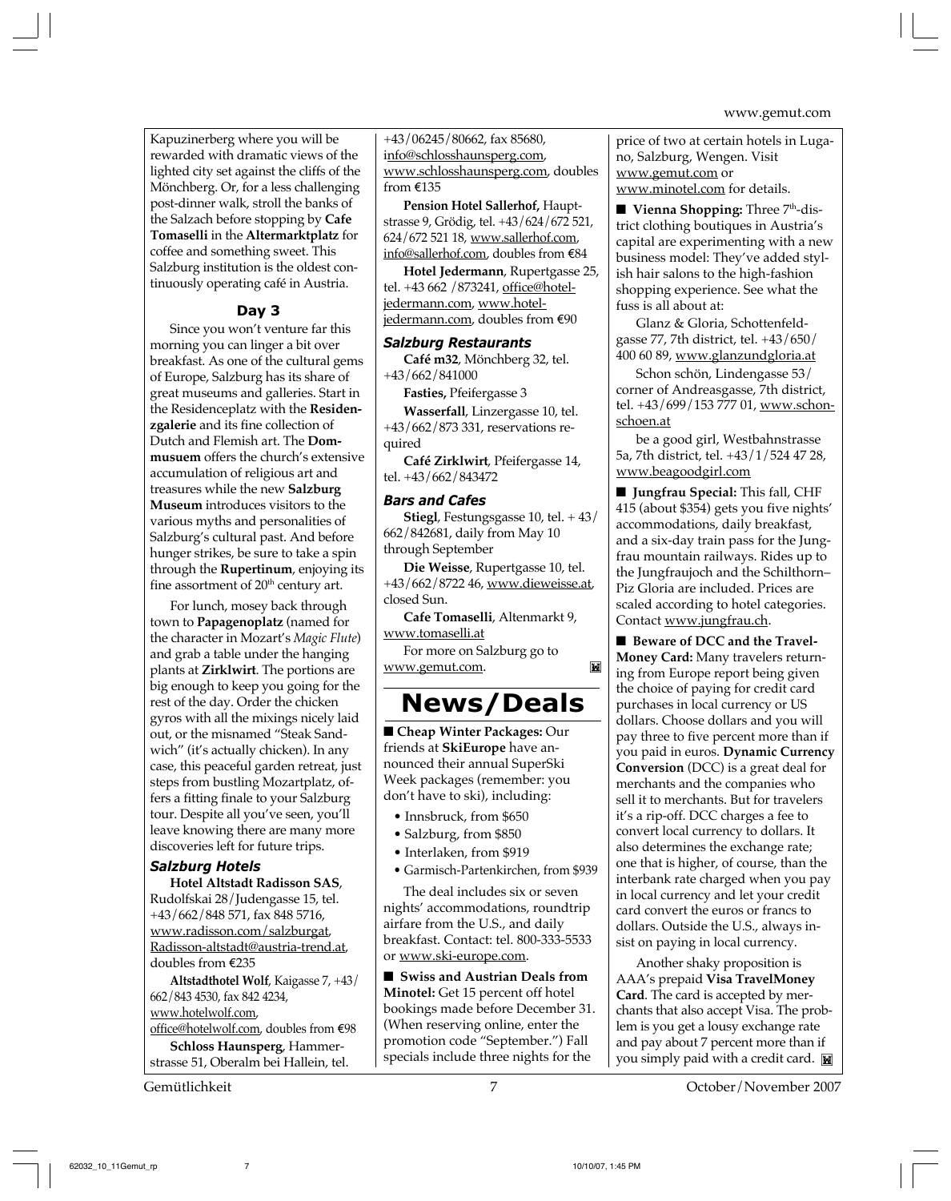Kapuzinerberg where you will be rewarded with dramatic views of the lighted city set against the cliffs of the Mönchberg. Or, for a less challenging post-dinner walk, stroll the banks of the Salzach before stopping by **Cafe Tomaselli** in the **Altermarktplatz** for coffee and something sweet. This Salzburg institution is the oldest continuously operating café in Austria.

### Day 3

Since you won't venture far this morning you can linger a bit over breakfast. As one of the cultural gems of Europe, Salzburg has its share of great museums and galleries. Start in the Residenceplatz with the **Residenzgalerie** and its fine collection of Dutch and Flemish art. The **Dommusuem** offers the church's extensive accumulation of religious art and treasures while the new **Salzburg Museum** introduces visitors to the various myths and personalities of Salzburg's cultural past. And before hunger strikes, be sure to take a spin through the **Rupertinum**, enjoying its fine assortment of 20th century art.

For lunch, mosey back through town to **Papagenoplatz** (named for the character in Mozart's *Magic Flute*) and grab a table under the hanging plants at **Zirklwirt**. The portions are big enough to keep you going for the rest of the day. Order the chicken gyros with all the mixings nicely laid out, or the misnamed "Steak Sandwich" (it's actually chicken). In any case, this peaceful garden retreat, just steps from bustling Mozartplatz, offers a fitting finale to your Salzburg tour. Despite all you've seen, you'll leave knowing there are many more discoveries left for future trips.

#### *Salzburg Hotels*

**Hotel Altstadt Radisson SAS**, Rudolfskai 28/Judengasse 15, tel. +43/662/848 571, fax 848 5716, www.radisson.com/salzburgat, Radisson-altstadt@austria-trend.at, doubles from €235

**Altstadthotel Wolf**, Kaigasse 7, +43/662/843 4530, fax 842 4234, www.hotelwolf.com, office@hotelwolf.com, doubles from €98

**Schloss Haunsperg**, Hammerstrasse 51, Oberalm bei Hallein, tel. +43/06245/80662, fax 85680, info@schlosshaunsperg.com, www.schlosshaunsperg.com, doubles from €135

**Pension Hotel Sallerhof,** Hauptstrasse 9, Grödig, tel. +43/624/672 521, 624/672 521 18, www.sallerhof.com, info@sallerhof.com, doubles from €84

**Hotel Jedermann**, Rupertgasse 25, tel. +43 662 /873241, office@hotel-jedermann.com, www.hotel-jedermann.com, doubles from €90

#### *Salzburg Restaurants*

**Café m32**, Mönchberg 32, tel. +43/662/841000

**Fasties,** Pfeifergasse 3

**Wasserfall**, Linzergasse 10, tel. +43/662/873 331, reservations required

**Café Zirklwirt**, Pfeifergasse 14, tel. +43/662/843472

#### *Bars and Cafes*

**Stiegl**, Festungsgasse 10, tel. + 43/662/842681, daily from May 10 through September

**Die Weisse**, Rupertgasse 10, tel. +43/662/8722 46, www.dieweisse.at, closed Sun.

**Cafe Tomaselli**, Altenmarkt 9, www.tomaselli.at

For more on Salzburg go to www.gemut.com.

## News/Deals

■ **Cheap Winter Packages:** Our friends at **SkiEurope** have announced their annual SuperSki Week packages (remember: you don't have to ski), including:

- Innsbruck, from $650
- Salzburg, from $850
- Interlaken, from $919
- Garmisch-Partenkirchen, from $939

The deal includes six or seven nights' accommodations, roundtrip airfare from the U.S., and daily breakfast. Contact: tel. 800-333-5533 or www.ski-europe.com.

■ **Swiss and Austrian Deals from Minotel:** Get 15 percent off hotel bookings made before December 31. (When reserving online, enter the promotion code "September.") Fall specials include three nights for the price of two at certain hotels in Lugano, Salzburg, Wengen. Visit www.gemut.com or www.minotel.com for details.

■ **Vienna Shopping:** Three 7th-district clothing boutiques in Austria's capital are experimenting with a new business model: They've added stylish hair salons to the high-fashion shopping experience. See what the fuss is all about at:

Glanz & Gloria, Schottenfeldgasse 77, 7th district, tel. +43/650/400 60 89, www.glanzundgloria.at

Schon schön, Lindengasse 53/corner of Andreasgasse, 7th district, tel. +43/699/153 777 01, www.schon-schoen.at

be a good girl, Westbahnstrasse 5a, 7th district, tel. +43/1/524 47 28, www.beagoodgirl.com

■ **Jungfrau Special:** This fall, CHF 415 (about $354) gets you five nights' accommodations, daily breakfast, and a six-day train pass for the Jungfrau mountain railways. Rides up to the Jungfraujoch and the Schilthorn–Piz Gloria are included. Prices are scaled according to hotel categories. Contact www.jungfrau.ch.

■ **Beware of DCC and the TravelMoney Card:** Many travelers returning from Europe report being given the choice of paying for credit card purchases in local currency or US dollars. Choose dollars and you will pay three to five percent more than if you paid in euros. **Dynamic Currency Conversion** (DCC) is a great deal for merchants and the companies who sell it to merchants. But for travelers it's a rip-off. DCC charges a fee to convert local currency to dollars. It also determines the exchange rate; one that is higher, of course, than the interbank rate charged when you pay in local currency and let your credit card convert the euros or francs to dollars. Outside the U.S., always insist on paying in local currency.

Another shaky proposition is AAA's prepaid **Visa TravelMoney Card**. The card is accepted by merchants that also accept Visa. The problem is you get a lousy exchange rate and pay about 7 percent more than if you simply paid with a credit card.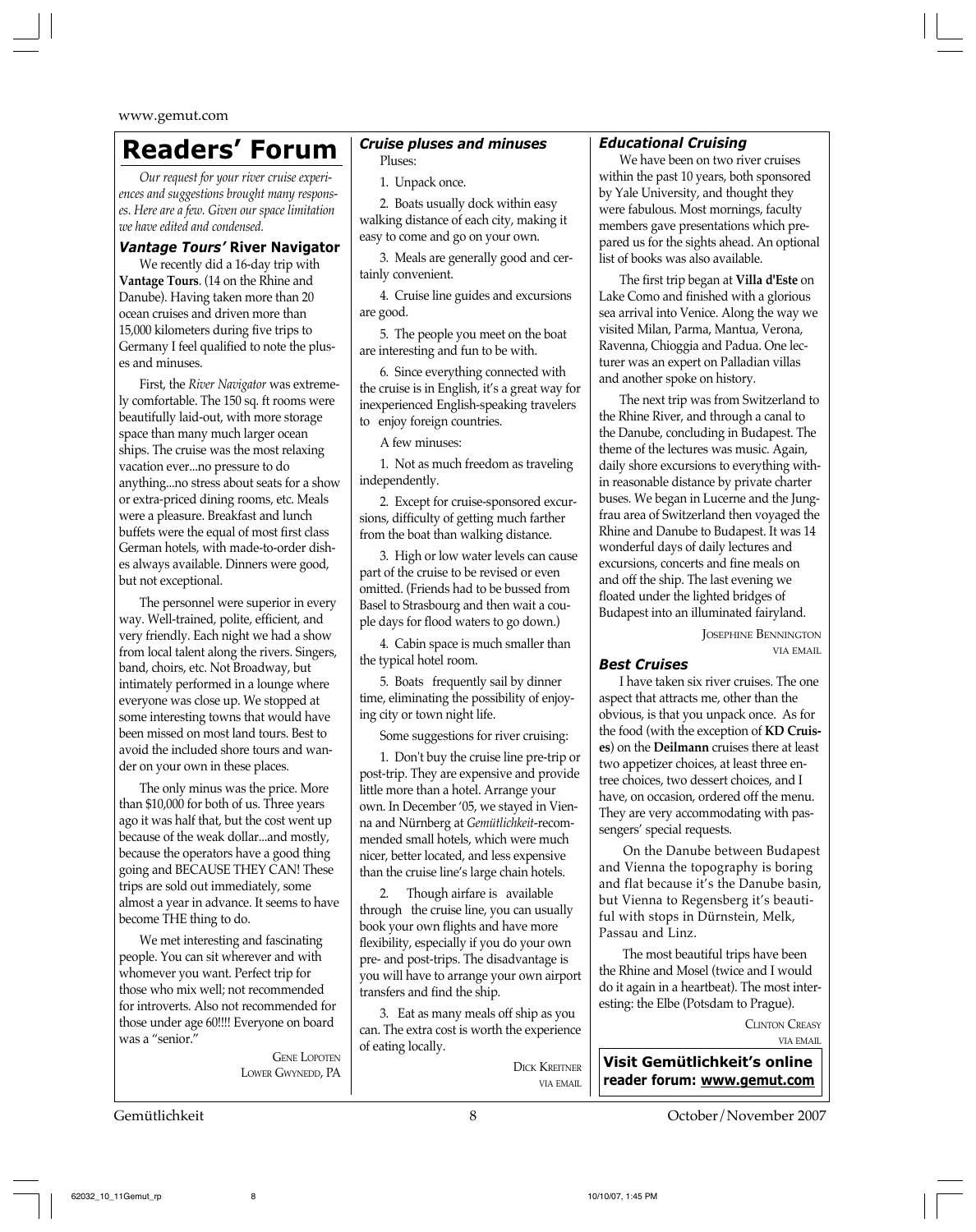# Readers' Forum

*Our request for your river cruise experiences and suggestions brought many responses. Here are a few. Given our space limitation we have edited and condensed.*

### *Vantage Tours'* River Navigator

We recently did a 16-day trip with **Vantage Tours**. (14 on the Rhine and Danube). Having taken more than 20 ocean cruises and driven more than 15,000 kilometers during five trips to Germany I feel qualified to note the pluses and minuses.

First, the *River Navigator* was extremely comfortable. The 150 sq. ft rooms were beautifully laid-out, with more storage space than many much larger ocean ships. The cruise was the most relaxing vacation ever...no pressure to do anything...no stress about seats for a show or extra-priced dining rooms, etc. Meals were a pleasure. Breakfast and lunch buffets were the equal of most first class German hotels, with made-to-order dishes always available. Dinners were good, but not exceptional.

The personnel were superior in every way. Well-trained, polite, efficient, and very friendly. Each night we had a show from local talent along the rivers. Singers, band, choirs, etc. Not Broadway, but intimately performed in a lounge where everyone was close up. We stopped at some interesting towns that would have been missed on most land tours. Best to avoid the included shore tours and wander on your own in these places.

The only minus was the price. More than $10,000 for both of us. Three years ago it was half that, but the cost went up because of the weak dollar...and mostly, because the operators have a good thing going and BECAUSE THEY CAN! These trips are sold out immediately, some almost a year in advance. It seems to have become THE thing to do.

We met interesting and fascinating people. You can sit wherever and with whomever you want. Perfect trip for those who mix well; not recommended for introverts. Also not recommended for those under age 60!!!! Everyone on board was a "senior."

GENE LOPOTEN
LOWER GWYNEDD, PA

### *Cruise pluses and minuses*

Pluses:

1. Unpack once.

2. Boats usually dock within easy walking distance of each city, making it easy to come and go on your own.

3. Meals are generally good and certainly convenient.

4. Cruise line guides and excursions are good.

5. The people you meet on the boat are interesting and fun to be with.

6. Since everything connected with the cruise is in English, it's a great way for inexperienced English-speaking travelers to enjoy foreign countries.

A few minuses:

1. Not as much freedom as traveling independently.

2. Except for cruise-sponsored excursions, difficulty of getting much farther from the boat than walking distance.

3. High or low water levels can cause part of the cruise to be revised or even omitted. (Friends had to be bussed from Basel to Strasbourg and then wait a couple days for flood waters to go down.)

4. Cabin space is much smaller than the typical hotel room.

5. Boats frequently sail by dinner time, eliminating the possibility of enjoying city or town night life.

Some suggestions for river cruising:

1. Don't buy the cruise line pre-trip or post-trip. They are expensive and provide little more than a hotel. Arrange your own. In December '05, we stayed in Vienna and Nürnberg at *Gemütlichkeit*-recommended small hotels, which were much nicer, better located, and less expensive than the cruise line's large chain hotels.

2. Though airfare is available through the cruise line, you can usually book your own flights and have more flexibility, especially if you do your own pre- and post-trips. The disadvantage is you will have to arrange your own airport transfers and find the ship.

3. Eat as many meals off ship as you can. The extra cost is worth the experience of eating locally.

DICK KREITNER
VIA EMAIL

### *Educational Cruising*

We have been on two river cruises within the past 10 years, both sponsored by Yale University, and thought they were fabulous. Most mornings, faculty members gave presentations which prepared us for the sights ahead. An optional list of books was also available.

The first trip began at **Villa d'Este** on Lake Como and finished with a glorious sea arrival into Venice. Along the way we visited Milan, Parma, Mantua, Verona, Ravenna, Chioggia and Padua. One lecturer was an expert on Palladian villas and another spoke on history.

The next trip was from Switzerland to the Rhine River, and through a canal to the Danube, concluding in Budapest. The theme of the lectures was music. Again, daily shore excursions to everything within reasonable distance by private charter buses. We began in Lucerne and the Jungfrau area of Switzerland then voyaged the Rhine and Danube to Budapest. It was 14 wonderful days of daily lectures and excursions, concerts and fine meals on and off the ship. The last evening we floated under the lighted bridges of Budapest into an illuminated fairyland.

JOSEPHINE BENNINGTON
VIA EMAIL

### *Best Cruises*

I have taken six river cruises. The one aspect that attracts me, other than the obvious, is that you unpack once. As for the food (with the exception of **KD Cruises**) on the **Deilmann** cruises there at least two appetizer choices, at least three entree choices, two dessert choices, and I have, on occasion, ordered off the menu. They are very accommodating with passengers' special requests.

On the Danube between Budapest and Vienna the topography is boring and flat because it's the Danube basin, but Vienna to Regensberg it's beautiful with stops in Dürnstein, Melk, Passau and Linz.

The most beautiful trips have been the Rhine and Mosel (twice and I would do it again in a heartbeat). The most interesting: the Elbe (Potsdam to Prague).

CLINTON CREASY
VIA EMAIL

**Visit Gemütlichkeit's online reader forum: www.gemut.com**